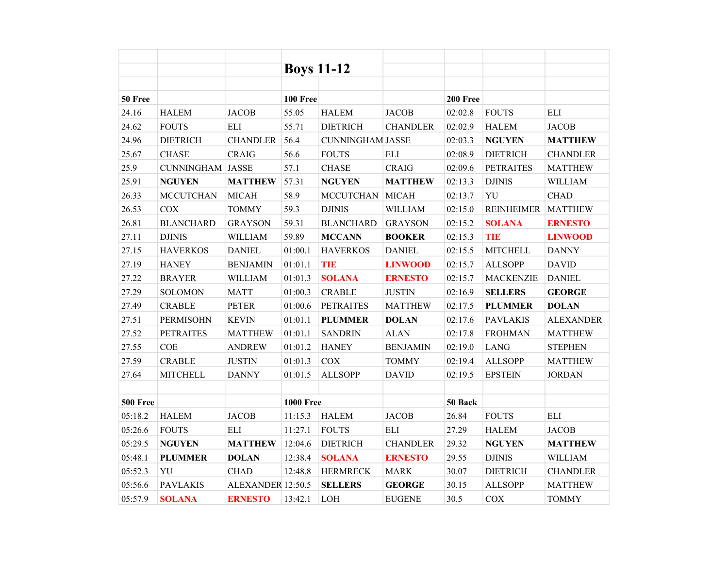# Boys 11-12

| 50 Free | | | 100 Free | | | 200 Free | | |
|---|---|---|---|---|---|---|---|---|
| 24.16 | HALEM | JACOB | 55.05 | HALEM | JACOB | 02:02.8 | FOUTS | ELI |
| 24.62 | FOUTS | ELI | 55.71 | DIETRICH | CHANDLER | 02:02.9 | HALEM | JACOB |
| 24.96 | DIETRICH | CHANDLER | 56.4 | CUNNINGHAM | JASSE | 02:03.3 | **NGUYEN** | **MATTHEW** |
| 25.67 | CHASE | CRAIG | 56.6 | FOUTS | ELI | 02:08.9 | DIETRICH | CHANDLER |
| 25.9 | CUNNINGHAM | JASSE | 57.1 | CHASE | CRAIG | 02:09.6 | PETRAITES | MATTHEW |
| 25.91 | **NGUYEN** | **MATTHEW** | 57.31 | **NGUYEN** | **MATTHEW** | 02:13.3 | DJINIS | WILLIAM |
| 26.33 | MCCUTCHAN | MICAH | 58.9 | MCCUTCHAN | MICAH | 02:13.7 | YU | CHAD |
| 26.53 | COX | TOMMY | 59.3 | DJINIS | WILLIAM | 02:15.0 | REINHEIMER | MATTHEW |
| 26.81 | BLANCHARD | GRAYSON | 59.31 | BLANCHARD | GRAYSON | 02:15.2 | **SOLANA** | **ERNESTO** |
| 27.11 | DJINIS | WILLIAM | 59.89 | **MCCANN** | **BOOKER** | 02:15.3 | **TIE** | **LINWOOD** |
| 27.15 | HAVERKOS | DANIEL | 01:00.1 | HAVERKOS | DANIEL | 02:15.5 | MITCHELL | DANNY |
| 27.19 | HANEY | BENJAMIN | 01:01.1 | **TIE** | **LINWOOD** | 02:15.7 | ALLSOPP | DAVID |
| 27.22 | BRAYER | WILLIAM | 01:01.3 | **SOLANA** | **ERNESTO** | 02:15.7 | MACKENZIE | DANIEL |
| 27.29 | SOLOMON | MATT | 01:00.3 | CRABLE | JUSTIN | 02:16.9 | **SELLERS** | **GEORGE** |
| 27.49 | CRABLE | PETER | 01:00.6 | PETRAITES | MATTHEW | 02:17.5 | **PLUMMER** | **DOLAN** |
| 27.51 | PERMISOHN | KEVIN | 01:01.1 | **PLUMMER** | **DOLAN** | 02:17.6 | PAVLAKIS | ALEXANDER |
| 27.52 | PETRAITES | MATTHEW | 01:01.1 | SANDRIN | ALAN | 02:17.8 | FROHMAN | MATTHEW |
| 27.55 | COE | ANDREW | 01:01.2 | HANEY | BENJAMIN | 02:19.0 | LANG | STEPHEN |
| 27.59 | CRABLE | JUSTIN | 01:01.3 | COX | TOMMY | 02:19.4 | ALLSOPP | MATTHEW |
| 27.64 | MITCHELL | DANNY | 01:01.5 | ALLSOPP | DAVID | 02:19.5 | EPSTEIN | JORDAN |
| | | | | | | | | |
| **500 Free** | | | **1000 Free** | | | **50 Back** | | |
| 05:18.2 | HALEM | JACOB | 11:15.3 | HALEM | JACOB | 26.84 | FOUTS | ELI |
| 05:26.6 | FOUTS | ELI | 11:27.1 | FOUTS | ELI | 27.29 | HALEM | JACOB |
| 05:29.5 | **NGUYEN** | **MATTHEW** | 12:04.6 | DIETRICH | CHANDLER | 29.32 | **NGUYEN** | **MATTHEW** |
| 05:48.1 | **PLUMMER** | **DOLAN** | 12:38.4 | **SOLANA** | **ERNESTO** | 29.55 | DJINIS | WILLIAM |
| 05:52.3 | YU | CHAD | 12:48.8 | HERMRECK | MARK | 30.07 | DIETRICH | CHANDLER |
| 05:56.6 | PAVLAKIS | ALEXANDER | 12:50.5 | **SELLERS** | **GEORGE** | 30.15 | ALLSOPP | MATTHEW |
| 05:57.9 | **SOLANA** | **ERNESTO** | 13:42.1 | LOH | EUGENE | 30.5 | COX | TOMMY |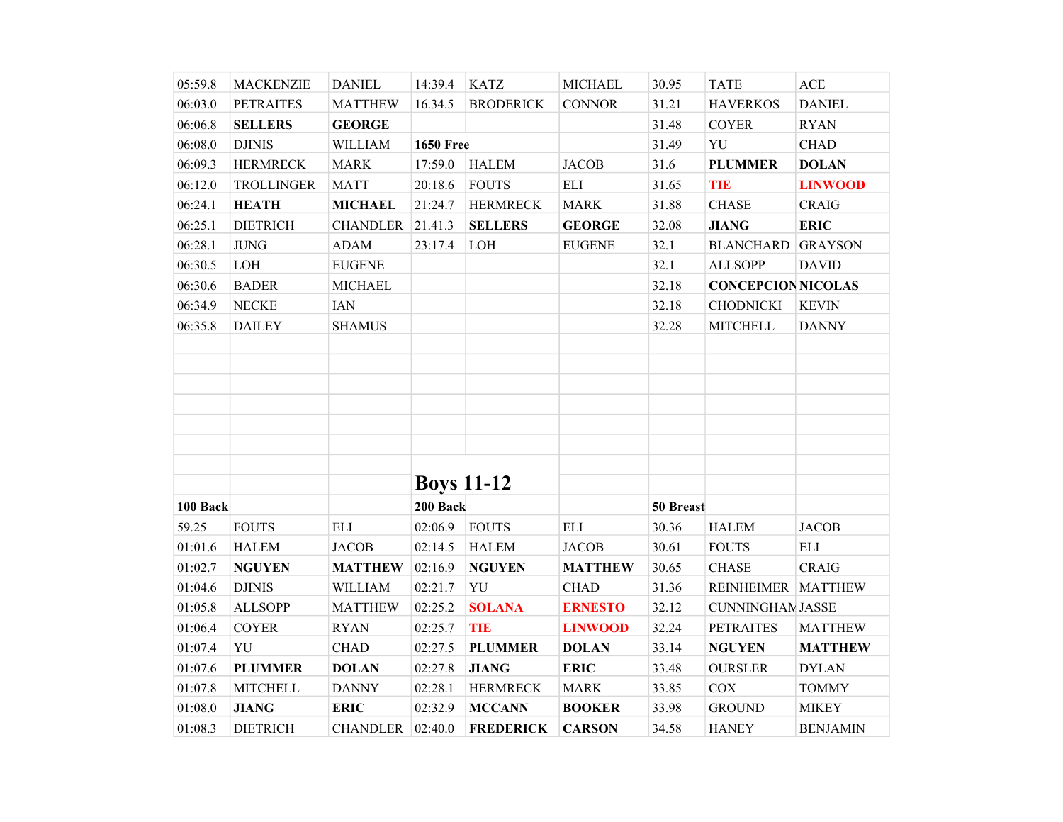| | | | | | | | | |
|---|---|---|---|---|---|---|---|---|
| 05:59.8 | MACKENZIE | DANIEL | 14:39.4 | KATZ | MICHAEL | 30.95 | TATE | ACE |
| 06:03.0 | PETRAITES | MATTHEW | 16.34.5 | BRODERICK | CONNOR | 31.21 | HAVERKOS | DANIEL |
| 06:06.8 | **SELLERS** | **GEORGE** | | | | 31.48 | COYER | RYAN |
| 06:08.0 | DJINIS | WILLIAM | **1650 Free** | | | 31.49 | YU | CHAD |
| 06:09.3 | HERMRECK | MARK | 17:59.0 | HALEM | JACOB | 31.6 | **PLUMMER** | **DOLAN** |
| 06:12.0 | TROLLINGER | MATT | 20:18.6 | FOUTS | ELI | 31.65 | **TIE** | **LINWOOD** |
| 06:24.1 | **HEATH** | **MICHAEL** | 21:24.7 | HERMRECK | MARK | 31.88 | CHASE | CRAIG |
| 06:25.1 | DIETRICH | CHANDLER | 21.41.3 | **SELLERS** | **GEORGE** | 32.08 | **JIANG** | **ERIC** |
| 06:28.1 | JUNG | ADAM | 23:17.4 | LOH | EUGENE | 32.1 | BLANCHARD | GRAYSON |
| 06:30.5 | LOH | EUGENE | | | | 32.1 | ALLSOPP | DAVID |
| 06:30.6 | BADER | MICHAEL | | | | 32.18 | **CONCEPCION** | **NICOLAS** |
| 06:34.9 | NECKE | IAN | | | | 32.18 | CHODNICKI | KEVIN |
| 06:35.8 | DAILEY | SHAMUS | | | | 32.28 | MITCHELL | DANNY |

## Boys 11-12

| **100 Back** | | | **200 Back** | | | **50 Breast** | | |
|---|---|---|---|---|---|---|---|---|
| 59.25 | FOUTS | ELI | 02:06.9 | FOUTS | ELI | 30.36 | HALEM | JACOB |
| 01:01.6 | HALEM | JACOB | 02:14.5 | HALEM | JACOB | 30.61 | FOUTS | ELI |
| 01:02.7 | **NGUYEN** | **MATTHEW** | 02:16.9 | **NGUYEN** | **MATTHEW** | 30.65 | CHASE | CRAIG |
| 01:04.6 | DJINIS | WILLIAM | 02:21.7 | YU | CHAD | 31.36 | REINHEIMER | MATTHEW |
| 01:05.8 | ALLSOPP | MATTHEW | 02:25.2 | **SOLANA** | **ERNESTO** | 32.12 | CUNNINGHAM | JASSE |
| 01:06.4 | COYER | RYAN | 02:25.7 | **TIE** | **LINWOOD** | 32.24 | PETRAITES | MATTHEW |
| 01:07.4 | YU | CHAD | 02:27.5 | **PLUMMER** | **DOLAN** | 33.14 | **NGUYEN** | **MATTHEW** |
| 01:07.6 | **PLUMMER** | **DOLAN** | 02:27.8 | **JIANG** | **ERIC** | 33.48 | OURSLER | DYLAN |
| 01:07.8 | MITCHELL | DANNY | 02:28.1 | HERMRECK | MARK | 33.85 | COX | TOMMY |
| 01:08.0 | **JIANG** | **ERIC** | 02:32.9 | **MCCANN** | **BOOKER** | 33.98 | GROUND | MIKEY |
| 01:08.3 | DIETRICH | CHANDLER | 02:40.0 | **FREDERICK** | **CARSON** | 34.58 | HANEY | BENJAMIN |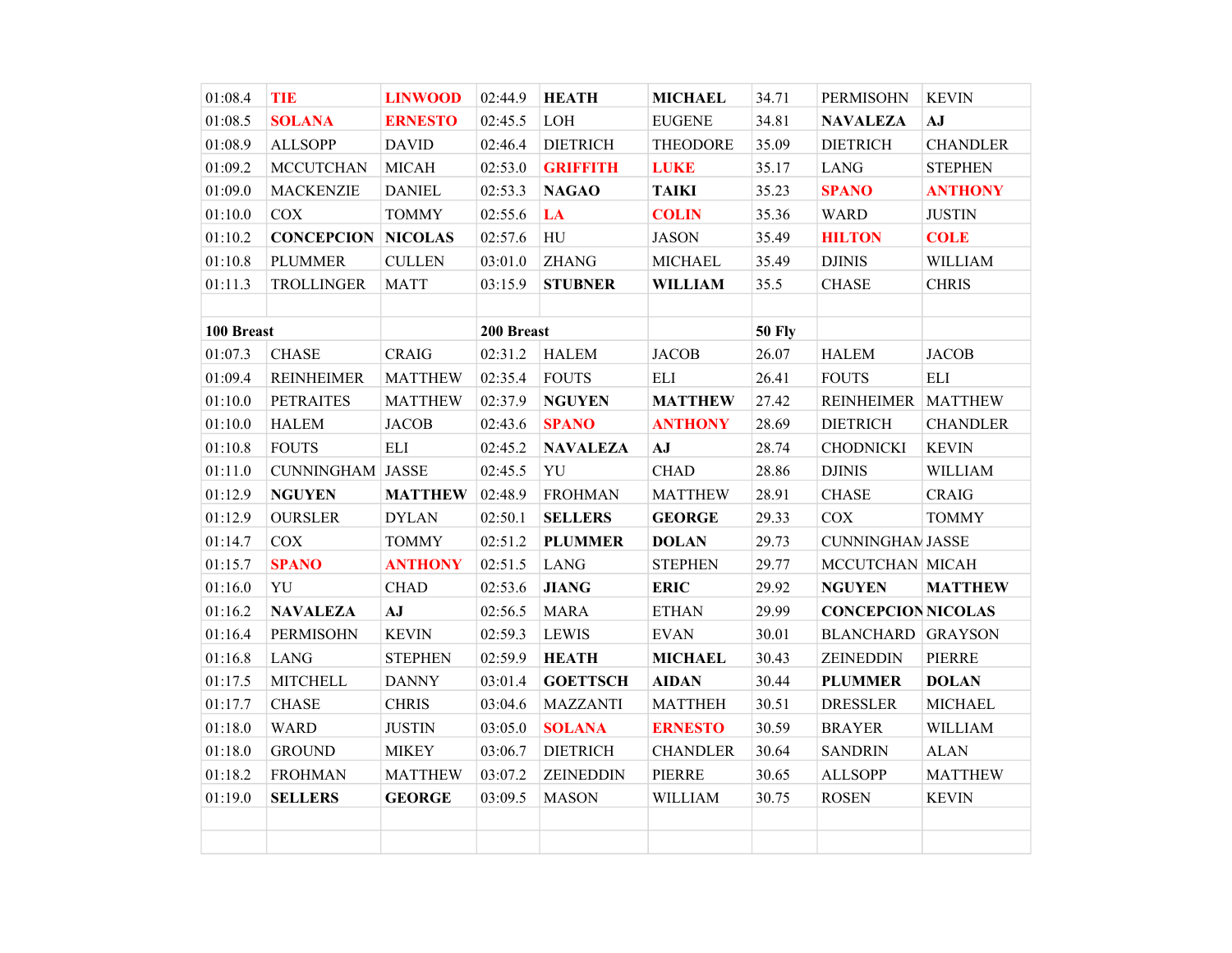| 01:08.4 | TIE | LINWOOD | 02:44.9 | **HEATH** | **MICHAEL** | 34.71 | PERMISOHN | KEVIN |
|---|---|---|---|---|---|---|---|---|
| 01:08.5 | SOLANA | ERNESTO | 02:45.5 | LOH | EUGENE | 34.81 | **NAVALEZA** | **AJ** |
| 01:08.9 | ALLSOPP | DAVID | 02:46.4 | DIETRICH | THEODORE | 35.09 | DIETRICH | CHANDLER |
| 01:09.2 | MCCUTCHAN | MICAH | 02:53.0 | GRIFFITH | LUKE | 35.17 | LANG | STEPHEN |
| 01:09.0 | MACKENZIE | DANIEL | 02:53.3 | **NAGAO** | **TAIKI** | 35.23 | SPANO | ANTHONY |
| 01:10.0 | COX | TOMMY | 02:55.6 | LA | COLIN | 35.36 | WARD | JUSTIN |
| 01:10.2 | **CONCEPCION** | **NICOLAS** | 02:57.6 | HU | JASON | 35.49 | HILTON | COLE |
| 01:10.8 | PLUMMER | CULLEN | 03:01.0 | ZHANG | MICHAEL | 35.49 | DJINIS | WILLIAM |
| 01:11.3 | TROLLINGER | MATT | 03:15.9 | **STUBNER** | **WILLIAM** | 35.5 | CHASE | CHRIS |
| | | | | | | | | |
| **100 Breast** | | | **200 Breast** | | | **50 Fly** | | |
| 01:07.3 | CHASE | CRAIG | 02:31.2 | HALEM | JACOB | 26.07 | HALEM | JACOB |
| 01:09.4 | REINHEIMER | MATTHEW | 02:35.4 | FOUTS | ELI | 26.41 | FOUTS | ELI |
| 01:10.0 | PETRAITES | MATTHEW | 02:37.9 | **NGUYEN** | **MATTHEW** | 27.42 | REINHEIMER | MATTHEW |
| 01:10.0 | HALEM | JACOB | 02:43.6 | SPANO | ANTHONY | 28.69 | DIETRICH | CHANDLER |
| 01:10.8 | FOUTS | ELI | 02:45.2 | **NAVALEZA** | **AJ** | 28.74 | CHODNICKI | KEVIN |
| 01:11.0 | CUNNINGHAM | JASSE | 02:45.5 | YU | CHAD | 28.86 | DJINIS | WILLIAM |
| 01:12.9 | **NGUYEN** | **MATTHEW** | 02:48.9 | FROHMAN | MATTHEW | 28.91 | CHASE | CRAIG |
| 01:12.9 | OURSLER | DYLAN | 02:50.1 | **SELLERS** | **GEORGE** | 29.33 | COX | TOMMY |
| 01:14.7 | COX | TOMMY | 02:51.2 | **PLUMMER** | **DOLAN** | 29.73 | CUNNINGHAM | JASSE |
| 01:15.7 | SPANO | ANTHONY | 02:51.5 | LANG | STEPHEN | 29.77 | MCCUTCHAN | MICAH |
| 01:16.0 | YU | CHAD | 02:53.6 | **JIANG** | **ERIC** | 29.92 | **NGUYEN** | **MATTHEW** |
| 01:16.2 | **NAVALEZA** | **AJ** | 02:56.5 | MARA | ETHAN | 29.99 | **CONCEPCION** | **NICOLAS** |
| 01:16.4 | PERMISOHN | KEVIN | 02:59.3 | LEWIS | EVAN | 30.01 | BLANCHARD | GRAYSON |
| 01:16.8 | LANG | STEPHEN | 02:59.9 | **HEATH** | **MICHAEL** | 30.43 | ZEINEDDIN | PIERRE |
| 01:17.5 | MITCHELL | DANNY | 03:01.4 | **GOETTSCH** | **AIDAN** | 30.44 | **PLUMMER** | **DOLAN** |
| 01:17.7 | CHASE | CHRIS | 03:04.6 | MAZZANTI | MATTHEH | 30.51 | DRESSLER | MICHAEL |
| 01:18.0 | WARD | JUSTIN | 03:05.0 | SOLANA | ERNESTO | 30.59 | BRAYER | WILLIAM |
| 01:18.0 | GROUND | MIKEY | 03:06.7 | DIETRICH | CHANDLER | 30.64 | SANDRIN | ALAN |
| 01:18.2 | FROHMAN | MATTHEW | 03:07.2 | ZEINEDDIN | PIERRE | 30.65 | ALLSOPP | MATTHEW |
| 01:19.0 | **SELLERS** | **GEORGE** | 03:09.5 | MASON | WILLIAM | 30.75 | ROSEN | KEVIN |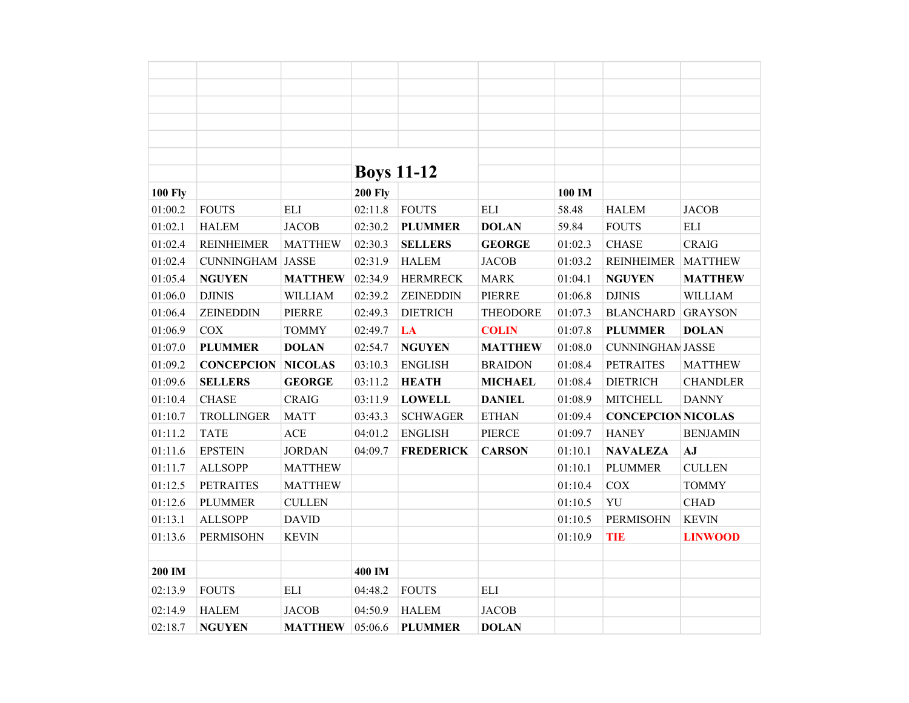## Boys 11-12

| 100 Fly | | | 200 Fly | | | 100 IM | | |
|---|---|---|---|---|---|---|---|---|
| 01:00.2 | FOUTS | ELI | 02:11.8 | FOUTS | ELI | 58.48 | HALEM | JACOB |
| 01:02.1 | HALEM | JACOB | 02:30.2 | **PLUMMER** | **DOLAN** | 59.84 | FOUTS | ELI |
| 01:02.4 | REINHEIMER | MATTHEW | 02:30.3 | **SELLERS** | **GEORGE** | 01:02.3 | CHASE | CRAIG |
| 01:02.4 | CUNNINGHAM | JASSE | 02:31.9 | HALEM | JACOB | 01:03.2 | REINHEIMER | MATTHEW |
| 01:05.4 | **NGUYEN** | **MATTHEW** | 02:34.9 | HERMRECK | MARK | 01:04.1 | **NGUYEN** | **MATTHEW** |
| 01:06.0 | DJINIS | WILLIAM | 02:39.2 | ZEINEDDIN | PIERRE | 01:06.8 | DJINIS | WILLIAM |
| 01:06.4 | ZEINEDDIN | PIERRE | 02:49.3 | DIETRICH | THEODORE | 01:07.3 | BLANCHARD | GRAYSON |
| 01:06.9 | COX | TOMMY | 02:49.7 | **LA** | **COLIN** | 01:07.8 | **PLUMMER** | **DOLAN** |
| 01:07.0 | **PLUMMER** | **DOLAN** | 02:54.7 | **NGUYEN** | **MATTHEW** | 01:08.0 | CUNNINGHAM | JASSE |
| 01:09.2 | **CONCEPCION** | **NICOLAS** | 03:10.3 | ENGLISH | BRAIDON | 01:08.4 | PETRAITES | MATTHEW |
| 01:09.6 | **SELLERS** | **GEORGE** | 03:11.2 | **HEATH** | **MICHAEL** | 01:08.4 | DIETRICH | CHANDLER |
| 01:10.4 | CHASE | CRAIG | 03:11.9 | **LOWELL** | **DANIEL** | 01:08.9 | MITCHELL | DANNY |
| 01:10.7 | TROLLINGER | MATT | 03:43.3 | SCHWAGER | ETHAN | 01:09.4 | **CONCEPCION** | **NICOLAS** |
| 01:11.2 | TATE | ACE | 04:01.2 | ENGLISH | PIERCE | 01:09.7 | HANEY | BENJAMIN |
| 01:11.6 | EPSTEIN | JORDAN | 04:09.7 | **FREDERICK** | **CARSON** | 01:10.1 | **NAVALEZA** | **AJ** |
| 01:11.7 | ALLSOPP | MATTHEW | | | | 01:10.1 | PLUMMER | CULLEN |
| 01:12.5 | PETRAITES | MATTHEW | | | | 01:10.4 | COX | TOMMY |
| 01:12.6 | PLUMMER | CULLEN | | | | 01:10.5 | YU | CHAD |
| 01:13.1 | ALLSOPP | DAVID | | | | 01:10.5 | PERMISOHN | KEVIN |
| 01:13.6 | PERMISOHN | KEVIN | | | | 01:10.9 | **TIE** | **LINWOOD** |
| | | | | | | | | |
| **200 IM** | | | **400 IM** | | | | | |
| 02:13.9 | FOUTS | ELI | 04:48.2 | FOUTS | ELI | | | |
| 02:14.9 | HALEM | JACOB | 04:50.9 | HALEM | JACOB | | | |
| 02:18.7 | **NGUYEN** | **MATTHEW** | 05:06.6 | **PLUMMER** | **DOLAN** | | | |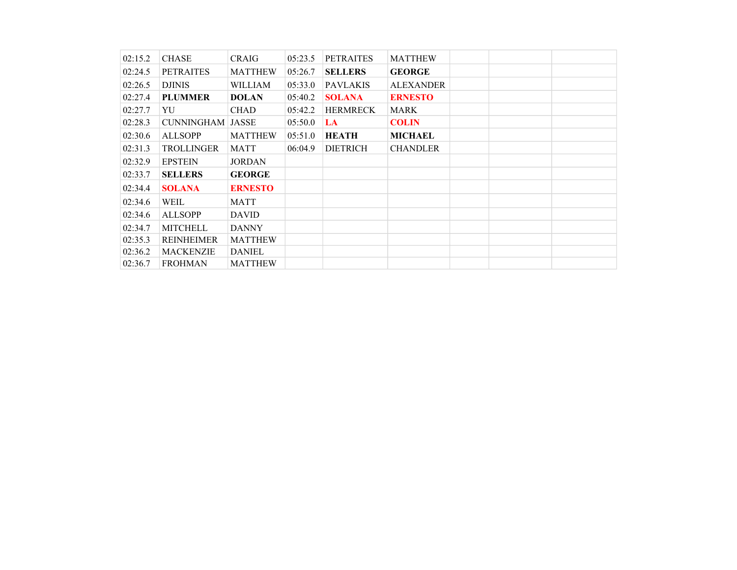| | | | | | | | | | |
|---|---|---|---|---|---|---|---|---|---|
| 02:15.2 | CHASE | CRAIG | 05:23.5 | PETRAITES | MATTHEW | | | | |
| 02:24.5 | PETRAITES | MATTHEW | 05:26.7 | **SELLERS** | **GEORGE** | | | | |
| 02:26.5 | DJINIS | WILLIAM | 05:33.0 | PAVLAKIS | ALEXANDER | | | | |
| 02:27.4 | **PLUMMER** | **DOLAN** | 05:40.2 | **SOLANA** | **ERNESTO** | | | | |
| 02:27.7 | YU | CHAD | 05:42.2 | HERMRECK | MARK | | | | |
| 02:28.3 | CUNNINGHAM | JASSE | 05:50.0 | **LA** | **COLIN** | | | | |
| 02:30.6 | ALLSOPP | MATTHEW | 05:51.0 | **HEATH** | **MICHAEL** | | | | |
| 02:31.3 | TROLLINGER | MATT | 06:04.9 | DIETRICH | CHANDLER | | | | |
| 02:32.9 | EPSTEIN | JORDAN | | | | | | | |
| 02:33.7 | **SELLERS** | **GEORGE** | | | | | | | |
| 02:34.4 | **SOLANA** | **ERNESTO** | | | | | | | |
| 02:34.6 | WEIL | MATT | | | | | | | |
| 02:34.6 | ALLSOPP | DAVID | | | | | | | |
| 02:34.7 | MITCHELL | DANNY | | | | | | | |
| 02:35.3 | REINHEIMER | MATTHEW | | | | | | | |
| 02:36.2 | MACKENZIE | DANIEL | | | | | | | |
| 02:36.7 | FROHMAN | MATTHEW | | | | | | | |